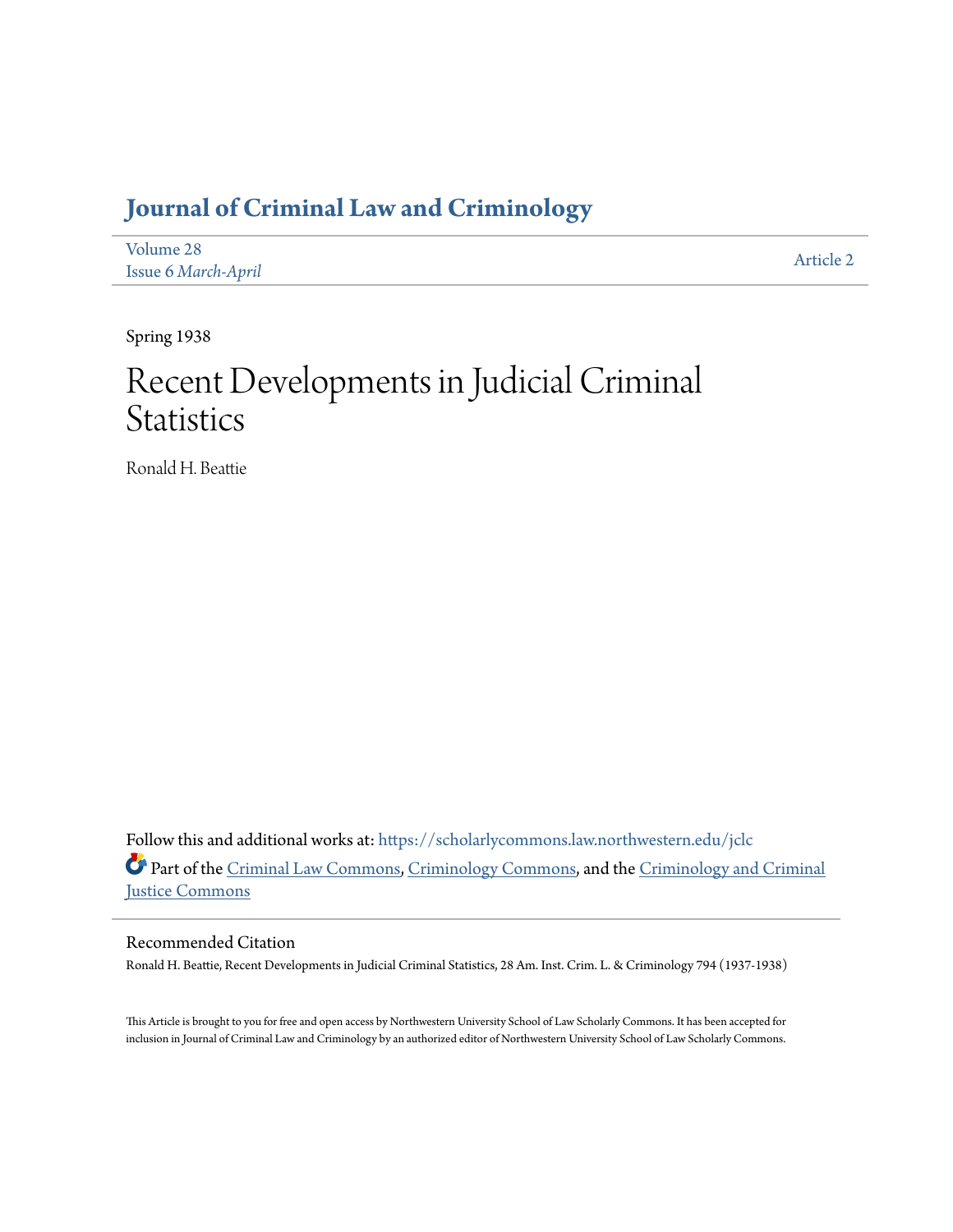# Journal of Criminal Law and Criminology

Volume 28
Issue 6 *March-April*

Article 2

Spring 1938

# Recent Developments in Judicial Criminal Statistics

Ronald H. Beattie

Follow this and additional works at: https://scholarlycommons.law.northwestern.edu/jclc

Part of the Criminal Law Commons, Criminology Commons, and the Criminology and Criminal Justice Commons

## Recommended Citation

Ronald H. Beattie, Recent Developments in Judicial Criminal Statistics, 28 Am. Inst. Crim. L. & Criminology 794 (1937-1938)

This Article is brought to you for free and open access by Northwestern University School of Law Scholarly Commons. It has been accepted for inclusion in Journal of Criminal Law and Criminology by an authorized editor of Northwestern University School of Law Scholarly Commons.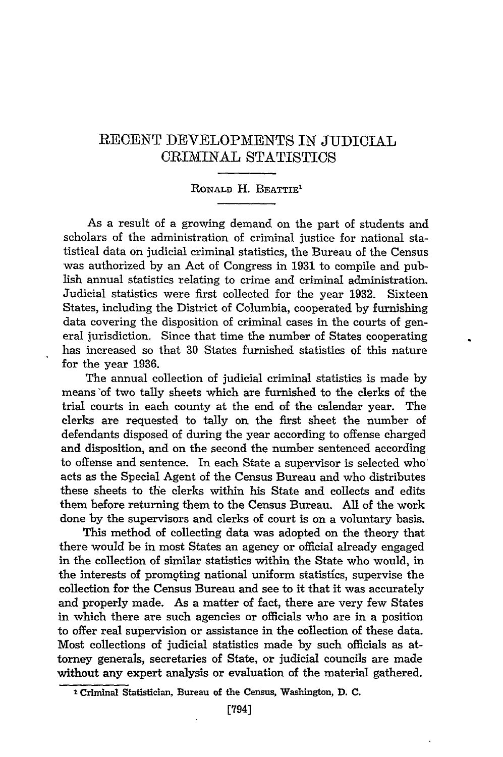# RECENT DEVELOPMENTS IN JUDICIAL CRIMINAL STATISTICS

RONALD H. BEATTIE[1]

As a result of a growing demand on the part of students and scholars of the administration of criminal justice for national statistical data on judicial criminal statistics, the Bureau of the Census was authorized by an Act of Congress in 1931 to compile and publish annual statistics relating to crime and criminal administration. Judicial statistics were first collected for the year 1932. Sixteen States, including the District of Columbia, cooperated by furnishing data covering the disposition of criminal cases in the courts of general jurisdiction. Since that time the number of States cooperating has increased so that 30 States furnished statistics of this nature for the year 1936.

The annual collection of judicial criminal statistics is made by means of two tally sheets which are furnished to the clerks of the trial courts in each county at the end of the calendar year. The clerks are requested to tally on the first sheet the number of defendants disposed of during the year according to offense charged and disposition, and on the second the number sentenced according to offense and sentence. In each State a supervisor is selected who acts as the Special Agent of the Census Bureau and who distributes these sheets to the clerks within his State and collects and edits them before returning them to the Census Bureau. All of the work done by the supervisors and clerks of court is on a voluntary basis.

This method of collecting data was adopted on the theory that there would be in most States an agency or official already engaged in the collection of similar statistics within the State who would, in the interests of promoting national uniform statistics, supervise the collection for the Census Bureau and see to it that it was accurately and properly made. As a matter of fact, there are very few States in which there are such agencies or officials who are in a position to offer real supervision or assistance in the collection of these data. Most collections of judicial statistics made by such officials as attorney generals, secretaries of State, or judicial councils are made without any expert analysis or evaluation of the material gathered.

[1] Criminal Statistician, Bureau of the Census, Washington, D. C.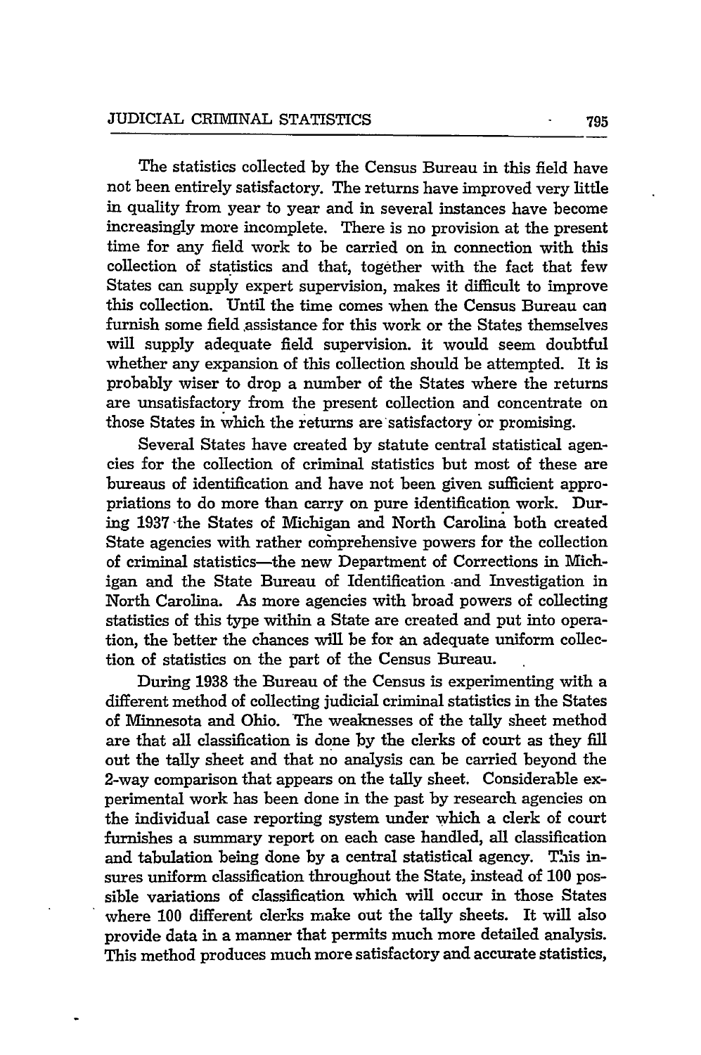The statistics collected by the Census Bureau in this field have not been entirely satisfactory. The returns have improved very little in quality from year to year and in several instances have become increasingly more incomplete. There is no provision at the present time for any field work to be carried on in connection with this collection of statistics and that, together with the fact that few States can supply expert supervision, makes it difficult to improve this collection. Until the time comes when the Census Bureau can furnish some field assistance for this work or the States themselves will supply adequate field supervision. it would seem doubtful whether any expansion of this collection should be attempted. It is probably wiser to drop a number of the States where the returns are unsatisfactory from the present collection and concentrate on those States in which the returns are satisfactory or promising.

Several States have created by statute central statistical agencies for the collection of criminal statistics but most of these are bureaus of identification and have not been given sufficient appropriations to do more than carry on pure identification work. During 1937 the States of Michigan and North Carolina both created State agencies with rather comprehensive powers for the collection of criminal statistics—the new Department of Corrections in Michigan and the State Bureau of Identification and Investigation in North Carolina. As more agencies with broad powers of collecting statistics of this type within a State are created and put into operation, the better the chances will be for an adequate uniform collection of statistics on the part of the Census Bureau.

During 1938 the Bureau of the Census is experimenting with a different method of collecting judicial criminal statistics in the States of Minnesota and Ohio. The weaknesses of the tally sheet method are that all classification is done by the clerks of court as they fill out the tally sheet and that no analysis can be carried beyond the 2-way comparison that appears on the tally sheet. Considerable experimental work has been done in the past by research agencies on the individual case reporting system under which a clerk of court furnishes a summary report on each case handled, all classification and tabulation being done by a central statistical agency. This insures uniform classification throughout the State, instead of 100 possible variations of classification which will occur in those States where 100 different clerks make out the tally sheets. It will also provide data in a manner that permits much more detailed analysis. This method produces much more satisfactory and accurate statistics,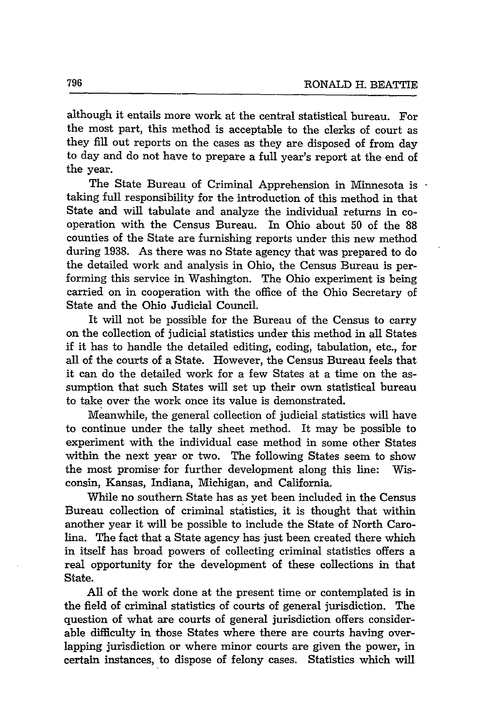although it entails more work at the central statistical bureau. For the most part, this method is acceptable to the clerks of court as they fill out reports on the cases as they are disposed of from day to day and do not have to prepare a full year's report at the end of the year.

The State Bureau of Criminal Apprehension in Minnesota is taking full responsibility for the introduction of this method in that State and will tabulate and analyze the individual returns in cooperation with the Census Bureau. In Ohio about 50 of the 88 counties of the State are furnishing reports under this new method during 1938. As there was no State agency that was prepared to do the detailed work and analysis in Ohio, the Census Bureau is performing this service in Washington. The Ohio experiment is being carried on in cooperation with the office of the Ohio Secretary of State and the Ohio Judicial Council.

It will not be possible for the Bureau of the Census to carry on the collection of judicial statistics under this method in all States if it has to handle the detailed editing, coding, tabulation, etc., for all of the courts of a State. However, the Census Bureau feels that it can do the detailed work for a few States at a time on the assumption that such States will set up their own statistical bureau to take over the work once its value is demonstrated.

Meanwhile, the general collection of judicial statistics will have to continue under the tally sheet method. It may be possible to experiment with the individual case method in some other States within the next year or two. The following States seem to show the most promise for further development along this line: Wisconsin, Kansas, Indiana, Michigan, and California.

While no southern State has as yet been included in the Census Bureau collection of criminal statistics, it is thought that within another year it will be possible to include the State of North Carolina. The fact that a State agency has just been created there which in itself has broad powers of collecting criminal statistics offers a real opportunity for the development of these collections in that State.

All of the work done at the present time or contemplated is in the field of criminal statistics of courts of general jurisdiction. The question of what are courts of general jurisdiction offers considerable difficulty in those States where there are courts having overlapping jurisdiction or where minor courts are given the power, in certain instances, to dispose of felony cases. Statistics which will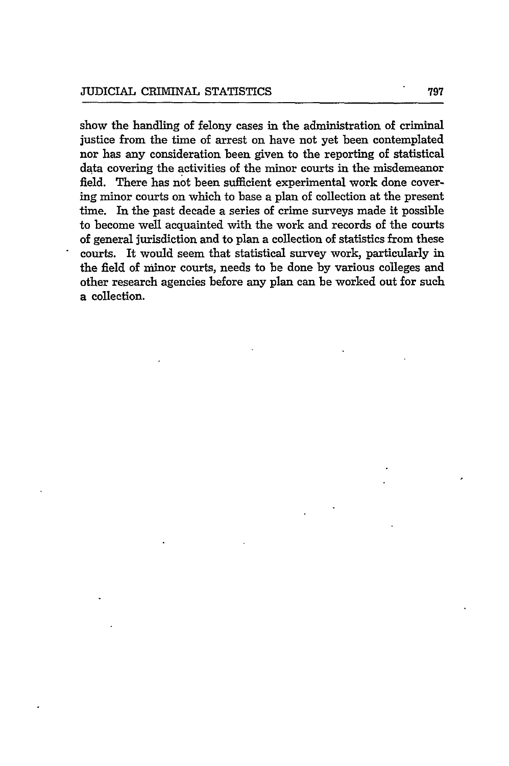show the handling of felony cases in the administration of criminal justice from the time of arrest on have not yet been contemplated nor has any consideration been given to the reporting of statistical data covering the activities of the minor courts in the misdemeanor field. There has not been sufficient experimental work done covering minor courts on which to base a plan of collection at the present time. In the past decade a series of crime surveys made it possible to become well acquainted with the work and records of the courts of general jurisdiction and to plan a collection of statistics from these courts. It would seem that statistical survey work, particularly in the field of minor courts, needs to be done by various colleges and other research agencies before any plan can be worked out for such a collection.